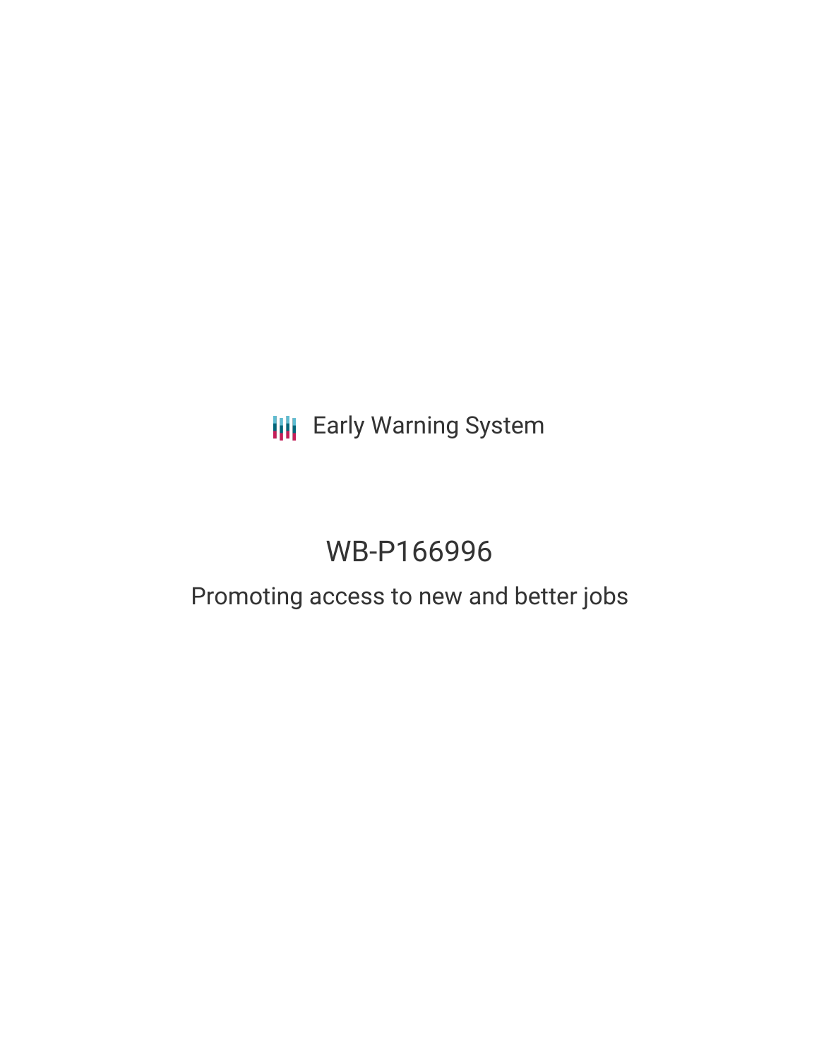Early Warning System

# WB-P166996

## Promoting access to new and better jobs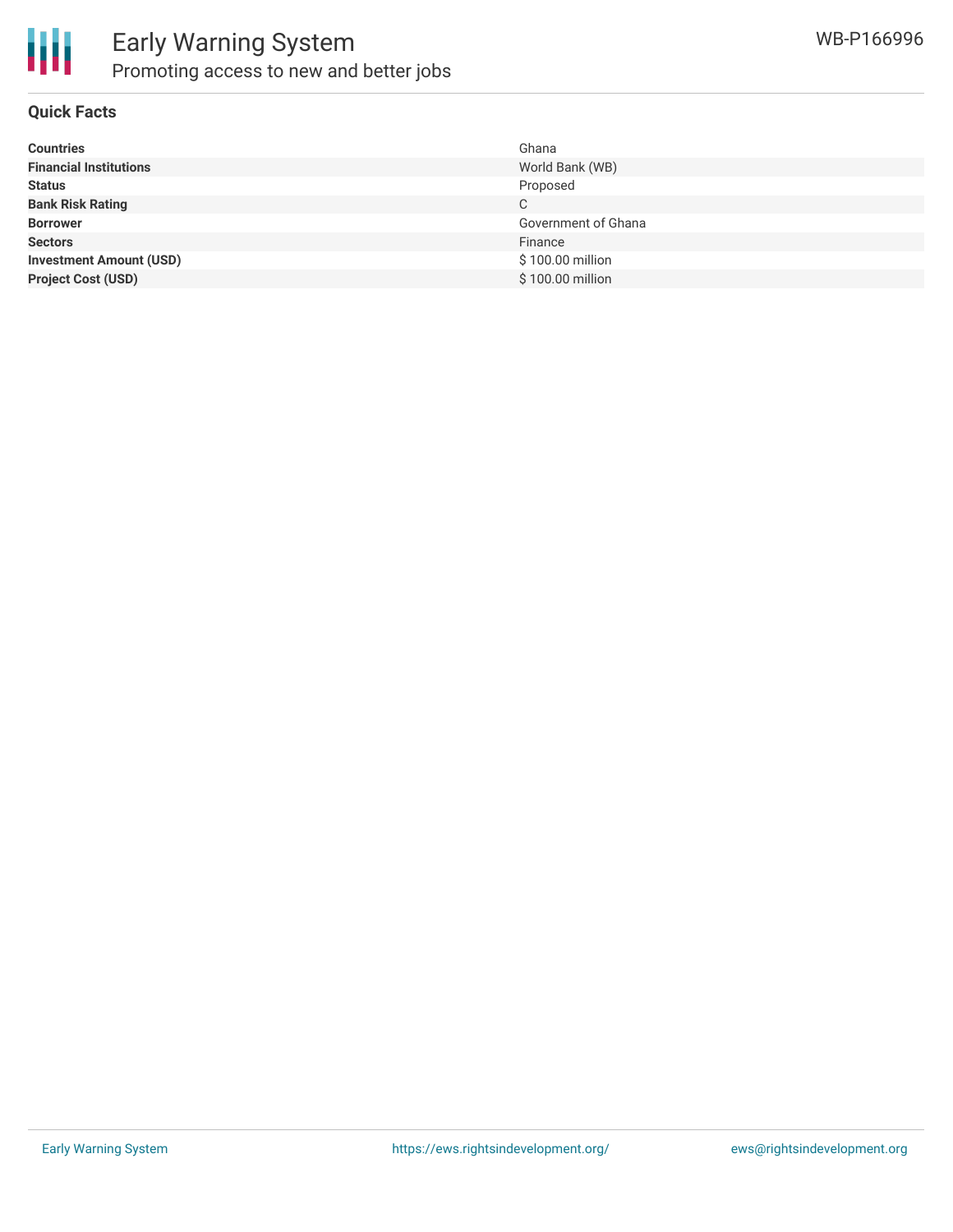# Early Warning System

## Promoting access to new and better jobs

WB-P166996

### Quick Facts

| | |
|---|---|
| **Countries** | Ghana |
| **Financial Institutions** | World Bank (WB) |
| **Status** | Proposed |
| **Bank Risk Rating** | C |
| **Borrower** | Government of Ghana |
| **Sectors** | Finance |
| **Investment Amount (USD)** | $ 100.00 million |
| **Project Cost (USD)** | $ 100.00 million |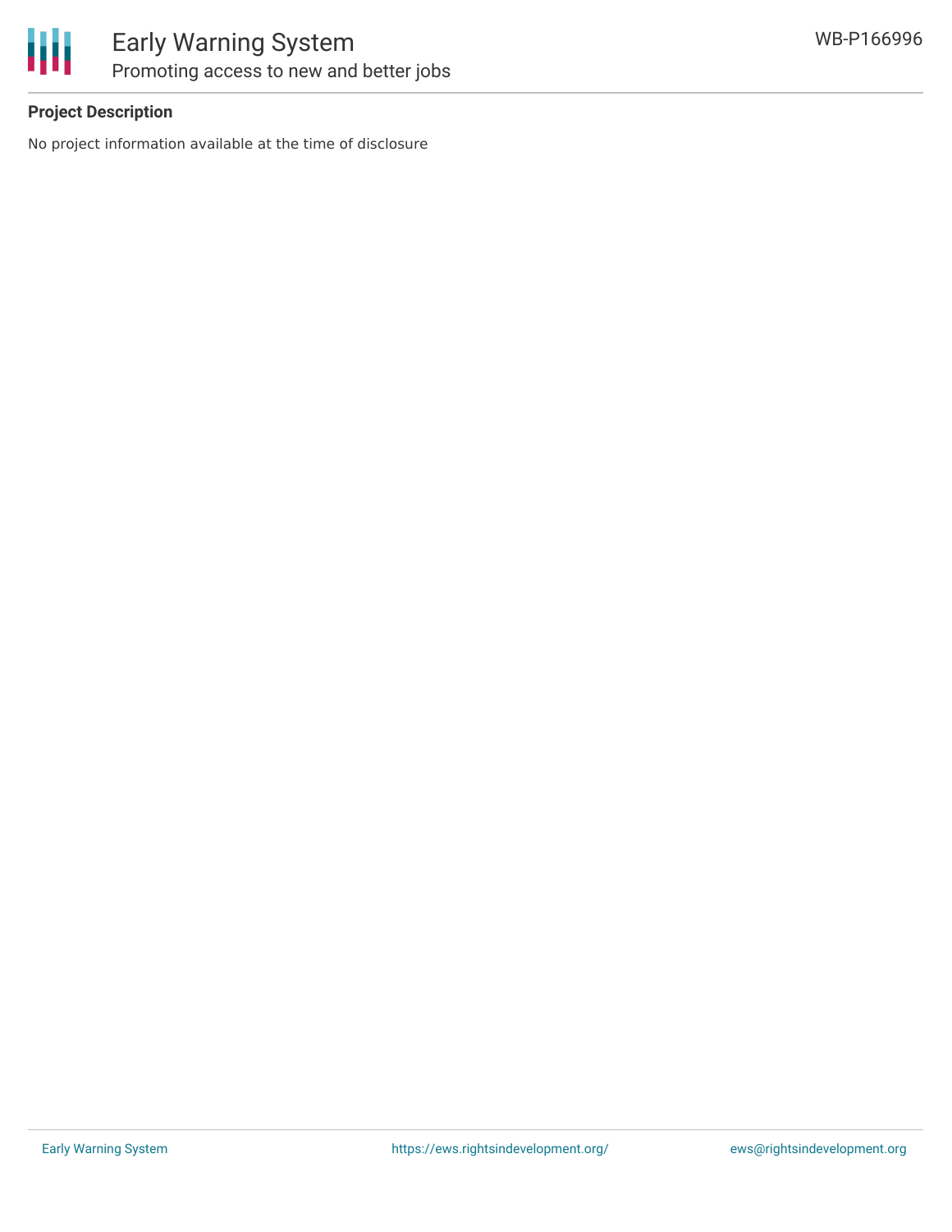**Project Description**

No project information available at the time of disclosure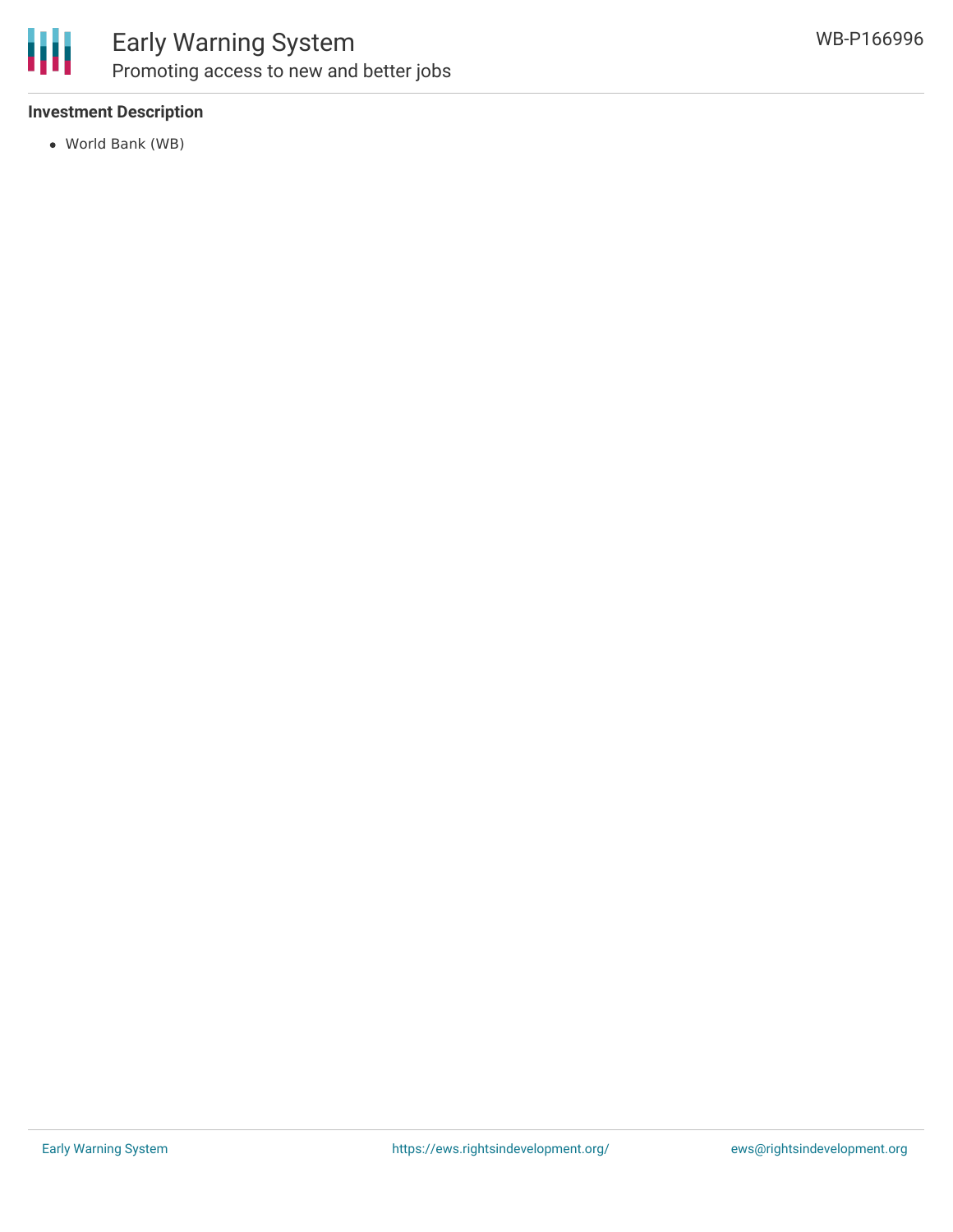### Investment Description

- World Bank (WB)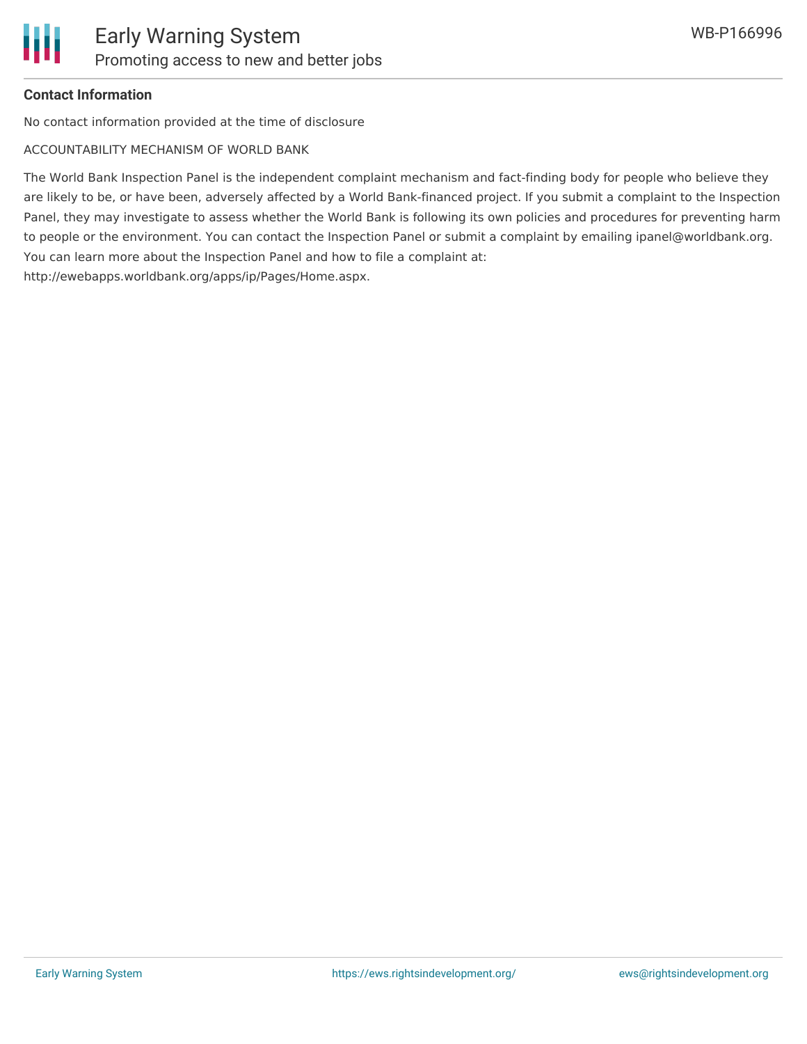**Contact Information**

No contact information provided at the time of disclosure

ACCOUNTABILITY MECHANISM OF WORLD BANK

The World Bank Inspection Panel is the independent complaint mechanism and fact-finding body for people who believe they are likely to be, or have been, adversely affected by a World Bank-financed project. If you submit a complaint to the Inspection Panel, they may investigate to assess whether the World Bank is following its own policies and procedures for preventing harm to people or the environment. You can contact the Inspection Panel or submit a complaint by emailing ipanel@worldbank.org. You can learn more about the Inspection Panel and how to file a complaint at: http://ewebapps.worldbank.org/apps/ip/Pages/Home.aspx.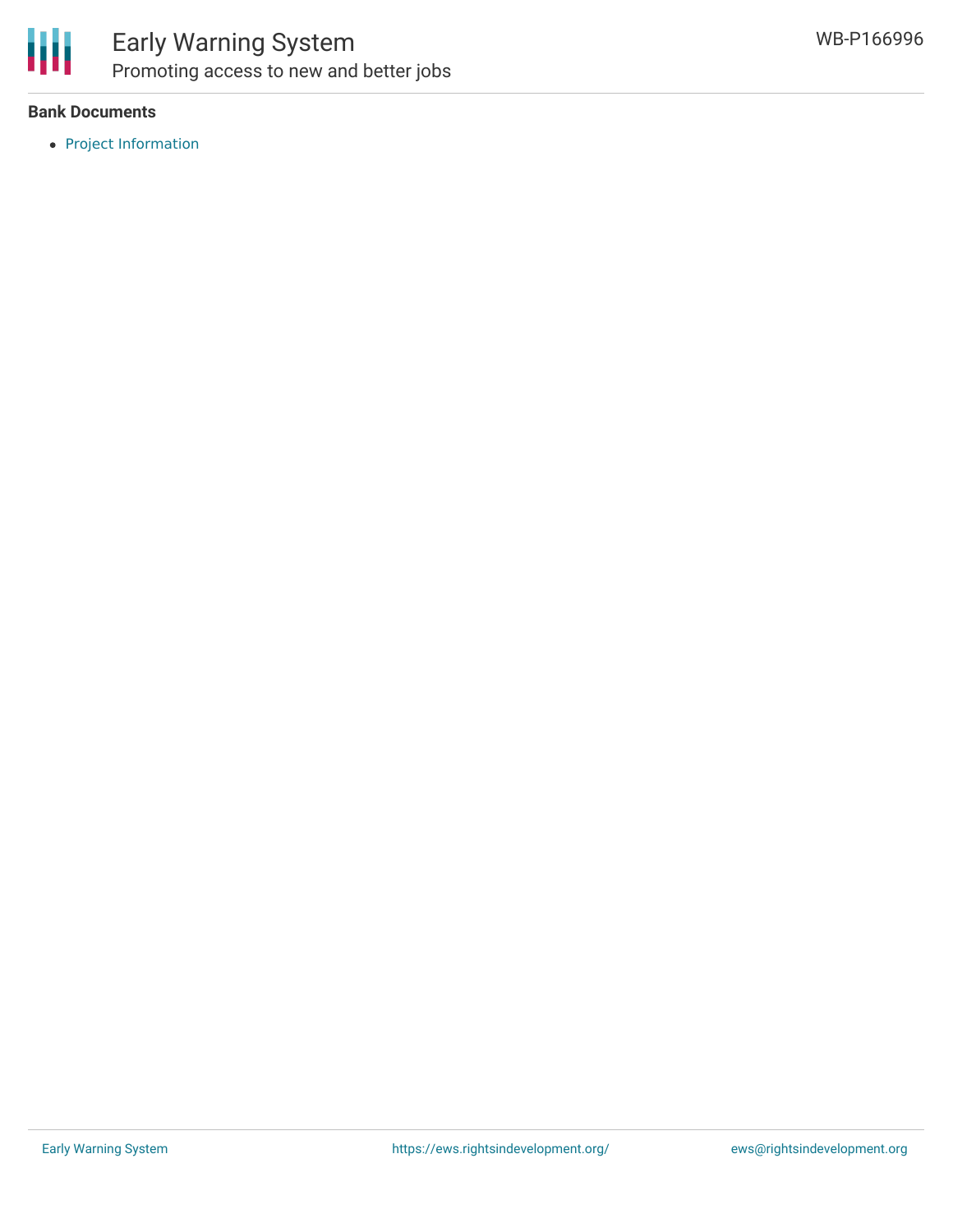**Bank Documents**

- Project Information